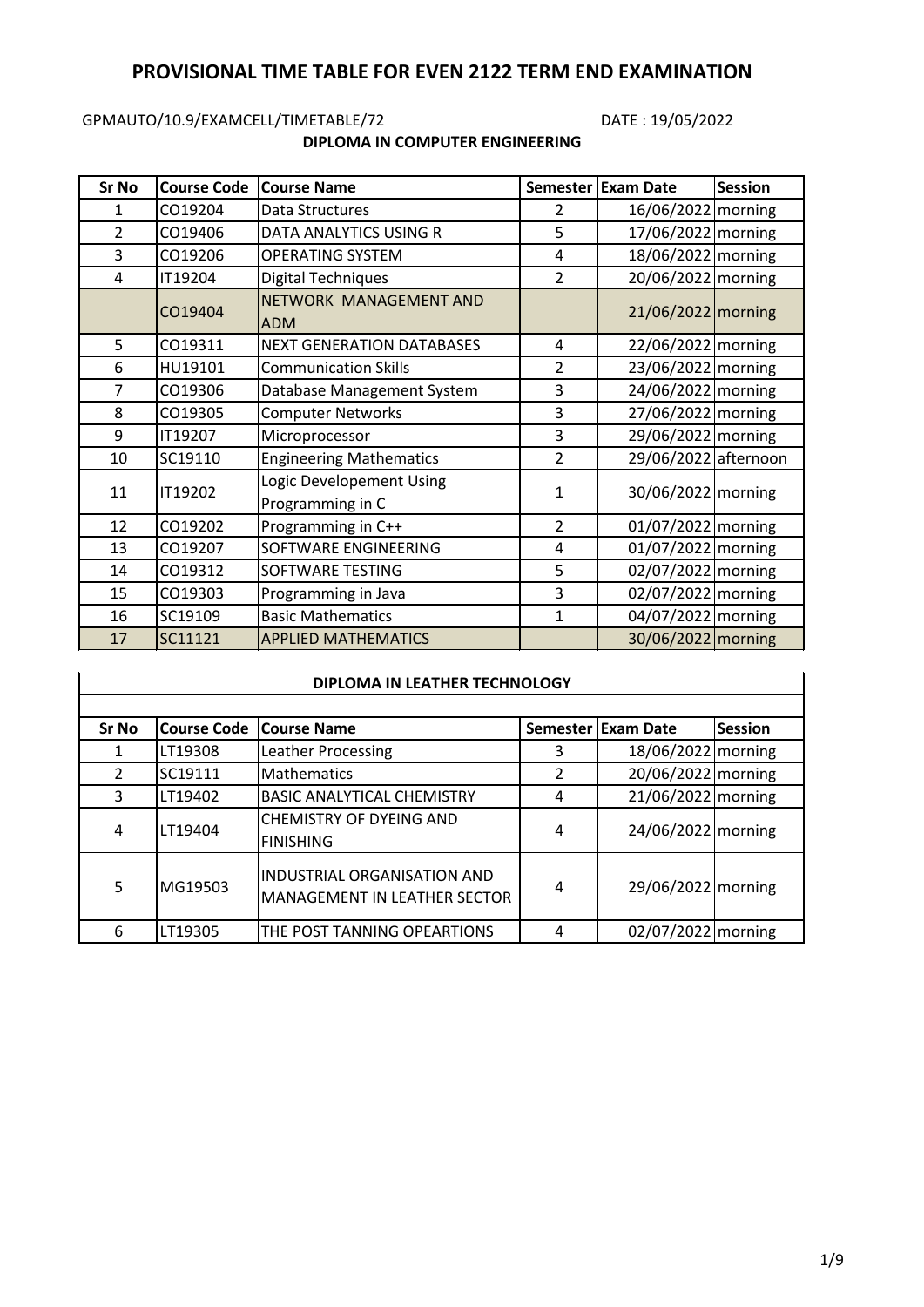# PROVISIONAL TIME TABLE FOR EVEN 2122 TERM END EXAMINATION

GPMAUTO/10.9/EXAMCELL/TIMETABLE/72 DATE : 19/05/2022

## DIPLOMA IN COMPUTER ENGINEERING

| Sr No | Course Code | Course Name | Semester | Exam Date | Session |
|---|---|---|---|---|---|
| 1 | CO19204 | Data Structures | 2 | 16/06/2022 | morning |
| 2 | CO19406 | DATA ANALYTICS USING R | 5 | 17/06/2022 | morning |
| 3 | CO19206 | OPERATING SYSTEM | 4 | 18/06/2022 | morning |
| 4 | IT19204 | Digital Techniques | 2 | 20/06/2022 | morning |
| | CO19404 | NETWORK MANAGEMENT AND ADM | | 21/06/2022 | morning |
| 5 | CO19311 | NEXT GENERATION DATABASES | 4 | 22/06/2022 | morning |
| 6 | HU19101 | Communication Skills | 2 | 23/06/2022 | morning |
| 7 | CO19306 | Database Management System | 3 | 24/06/2022 | morning |
| 8 | CO19305 | Computer Networks | 3 | 27/06/2022 | morning |
| 9 | IT19207 | Microprocessor | 3 | 29/06/2022 | morning |
| 10 | SC19110 | Engineering Mathematics | 2 | 29/06/2022 | afternoon |
| 11 | IT19202 | Logic Developement Using Programming in C | 1 | 30/06/2022 | morning |
| 12 | CO19202 | Programming in C++ | 2 | 01/07/2022 | morning |
| 13 | CO19207 | SOFTWARE ENGINEERING | 4 | 01/07/2022 | morning |
| 14 | CO19312 | SOFTWARE TESTING | 5 | 02/07/2022 | morning |
| 15 | CO19303 | Programming in Java | 3 | 02/07/2022 | morning |
| 16 | SC19109 | Basic Mathematics | 1 | 04/07/2022 | morning |
| 17 | SC11121 | APPLIED MATHEMATICS | | 30/06/2022 | morning |

## DIPLOMA IN LEATHER TECHNOLOGY

| Sr No | Course Code | Course Name | Semester | Exam Date | Session |
|---|---|---|---|---|---|
| 1 | LT19308 | Leather Processing | 3 | 18/06/2022 | morning |
| 2 | SC19111 | Mathematics | 2 | 20/06/2022 | morning |
| 3 | LT19402 | BASIC ANALYTICAL CHEMISTRY | 4 | 21/06/2022 | morning |
| 4 | LT19404 | CHEMISTRY OF DYEING AND FINISHING | 4 | 24/06/2022 | morning |
| 5 | MG19503 | INDUSTRIAL ORGANISATION AND MANAGEMENT IN LEATHER SECTOR | 4 | 29/06/2022 | morning |
| 6 | LT19305 | THE POST TANNING OPEARTIONS | 4 | 02/07/2022 | morning |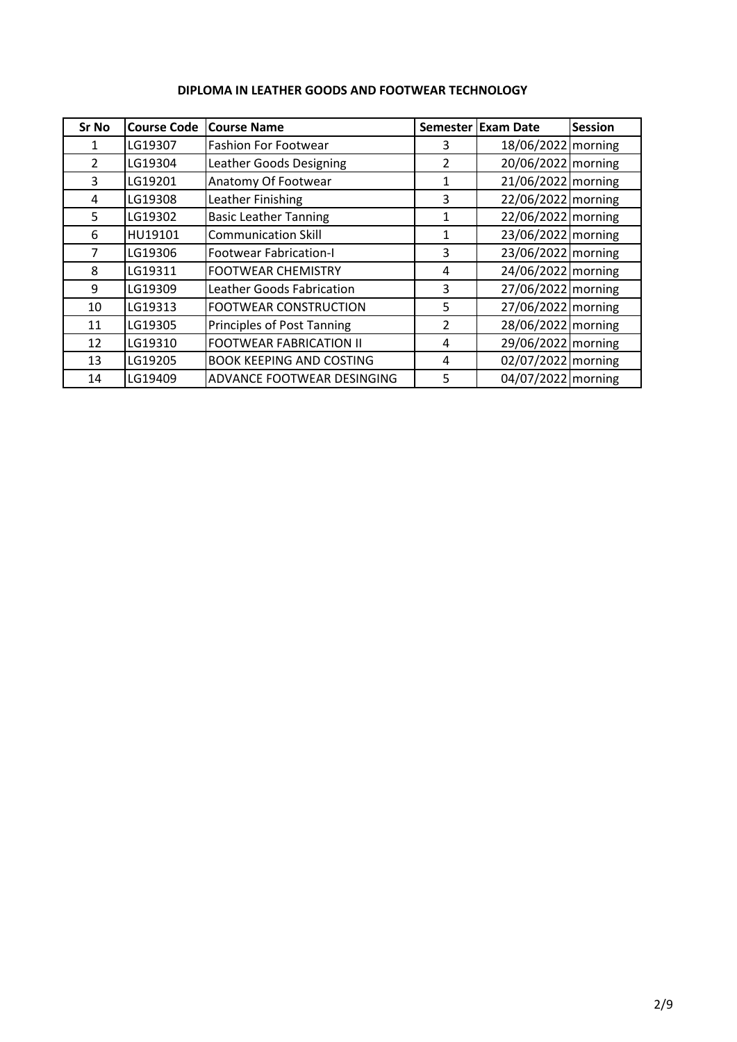**DIPLOMA IN LEATHER GOODS AND FOOTWEAR TECHNOLOGY**

| Sr No | Course Code | Course Name | Semester | Exam Date | Session |
|---|---|---|---|---|---|
| 1 | LG19307 | Fashion For Footwear | 3 | 18/06/2022 | morning |
| 2 | LG19304 | Leather Goods Designing | 2 | 20/06/2022 | morning |
| 3 | LG19201 | Anatomy Of Footwear | 1 | 21/06/2022 | morning |
| 4 | LG19308 | Leather Finishing | 3 | 22/06/2022 | morning |
| 5 | LG19302 | Basic Leather Tanning | 1 | 22/06/2022 | morning |
| 6 | HU19101 | Communication Skill | 1 | 23/06/2022 | morning |
| 7 | LG19306 | Footwear Fabrication-I | 3 | 23/06/2022 | morning |
| 8 | LG19311 | FOOTWEAR CHEMISTRY | 4 | 24/06/2022 | morning |
| 9 | LG19309 | Leather Goods Fabrication | 3 | 27/06/2022 | morning |
| 10 | LG19313 | FOOTWEAR CONSTRUCTION | 5 | 27/06/2022 | morning |
| 11 | LG19305 | Principles of Post Tanning | 2 | 28/06/2022 | morning |
| 12 | LG19310 | FOOTWEAR FABRICATION II | 4 | 29/06/2022 | morning |
| 13 | LG19205 | BOOK KEEPING AND COSTING | 4 | 02/07/2022 | morning |
| 14 | LG19409 | ADVANCE FOOTWEAR DESINGING | 5 | 04/07/2022 | morning |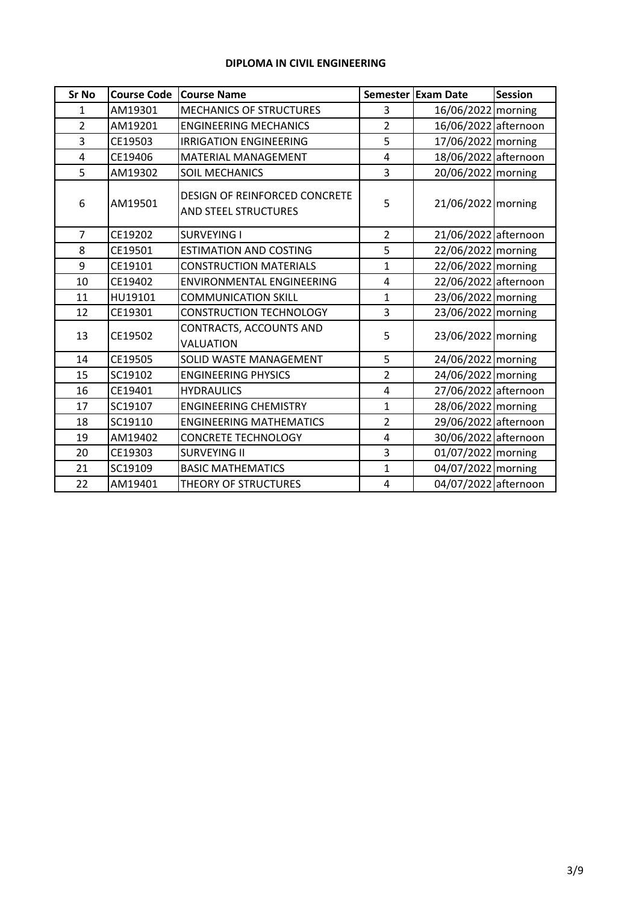**DIPLOMA IN CIVIL ENGINEERING**

| Sr No | Course Code | Course Name | Semester | Exam Date | Session |
|---|---|---|---|---|---|
| 1 | AM19301 | MECHANICS OF STRUCTURES | 3 | 16/06/2022 | morning |
| 2 | AM19201 | ENGINEERING MECHANICS | 2 | 16/06/2022 | afternoon |
| 3 | CE19503 | IRRIGATION ENGINEERING | 5 | 17/06/2022 | morning |
| 4 | CE19406 | MATERIAL MANAGEMENT | 4 | 18/06/2022 | afternoon |
| 5 | AM19302 | SOIL MECHANICS | 3 | 20/06/2022 | morning |
| 6 | AM19501 | DESIGN OF REINFORCED CONCRETE AND STEEL STRUCTURES | 5 | 21/06/2022 | morning |
| 7 | CE19202 | SURVEYING I | 2 | 21/06/2022 | afternoon |
| 8 | CE19501 | ESTIMATION AND COSTING | 5 | 22/06/2022 | morning |
| 9 | CE19101 | CONSTRUCTION MATERIALS | 1 | 22/06/2022 | morning |
| 10 | CE19402 | ENVIRONMENTAL ENGINEERING | 4 | 22/06/2022 | afternoon |
| 11 | HU19101 | COMMUNICATION SKILL | 1 | 23/06/2022 | morning |
| 12 | CE19301 | CONSTRUCTION TECHNOLOGY | 3 | 23/06/2022 | morning |
| 13 | CE19502 | CONTRACTS, ACCOUNTS AND VALUATION | 5 | 23/06/2022 | morning |
| 14 | CE19505 | SOLID WASTE MANAGEMENT | 5 | 24/06/2022 | morning |
| 15 | SC19102 | ENGINEERING PHYSICS | 2 | 24/06/2022 | morning |
| 16 | CE19401 | HYDRAULICS | 4 | 27/06/2022 | afternoon |
| 17 | SC19107 | ENGINEERING CHEMISTRY | 1 | 28/06/2022 | morning |
| 18 | SC19110 | ENGINEERING MATHEMATICS | 2 | 29/06/2022 | afternoon |
| 19 | AM19402 | CONCRETE TECHNOLOGY | 4 | 30/06/2022 | afternoon |
| 20 | CE19303 | SURVEYING II | 3 | 01/07/2022 | morning |
| 21 | SC19109 | BASIC MATHEMATICS | 1 | 04/07/2022 | morning |
| 22 | AM19401 | THEORY OF STRUCTURES | 4 | 04/07/2022 | afternoon |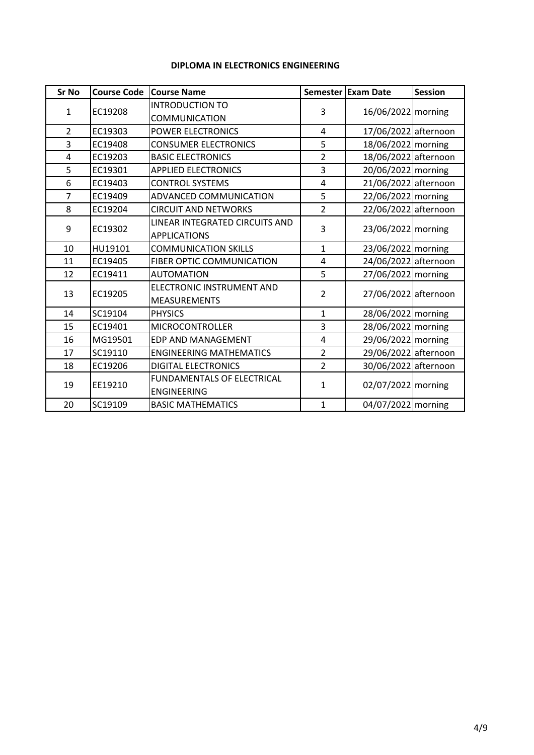**DIPLOMA IN ELECTRONICS ENGINEERING**

| Sr No | Course Code | Course Name | Semester | Exam Date | Session |
|---|---|---|---|---|---|
| 1 | EC19208 | INTRODUCTION TO COMMUNICATION | 3 | 16/06/2022 | morning |
| 2 | EC19303 | POWER ELECTRONICS | 4 | 17/06/2022 | afternoon |
| 3 | EC19408 | CONSUMER ELECTRONICS | 5 | 18/06/2022 | morning |
| 4 | EC19203 | BASIC ELECTRONICS | 2 | 18/06/2022 | afternoon |
| 5 | EC19301 | APPLIED ELECTRONICS | 3 | 20/06/2022 | morning |
| 6 | EC19403 | CONTROL SYSTEMS | 4 | 21/06/2022 | afternoon |
| 7 | EC19409 | ADVANCED COMMUNICATION | 5 | 22/06/2022 | morning |
| 8 | EC19204 | CIRCUIT AND NETWORKS | 2 | 22/06/2022 | afternoon |
| 9 | EC19302 | LINEAR INTEGRATED CIRCUITS AND APPLICATIONS | 3 | 23/06/2022 | morning |
| 10 | HU19101 | COMMUNICATION SKILLS | 1 | 23/06/2022 | morning |
| 11 | EC19405 | FIBER OPTIC COMMUNICATION | 4 | 24/06/2022 | afternoon |
| 12 | EC19411 | AUTOMATION | 5 | 27/06/2022 | morning |
| 13 | EC19205 | ELECTRONIC INSTRUMENT AND MEASUREMENTS | 2 | 27/06/2022 | afternoon |
| 14 | SC19104 | PHYSICS | 1 | 28/06/2022 | morning |
| 15 | EC19401 | MICROCONTROLLER | 3 | 28/06/2022 | morning |
| 16 | MG19501 | EDP AND MANAGEMENT | 4 | 29/06/2022 | morning |
| 17 | SC19110 | ENGINEERING MATHEMATICS | 2 | 29/06/2022 | afternoon |
| 18 | EC19206 | DIGITAL ELECTRONICS | 2 | 30/06/2022 | afternoon |
| 19 | EE19210 | FUNDAMENTALS OF ELECTRICAL ENGINEERING | 1 | 02/07/2022 | morning |
| 20 | SC19109 | BASIC MATHEMATICS | 1 | 04/07/2022 | morning |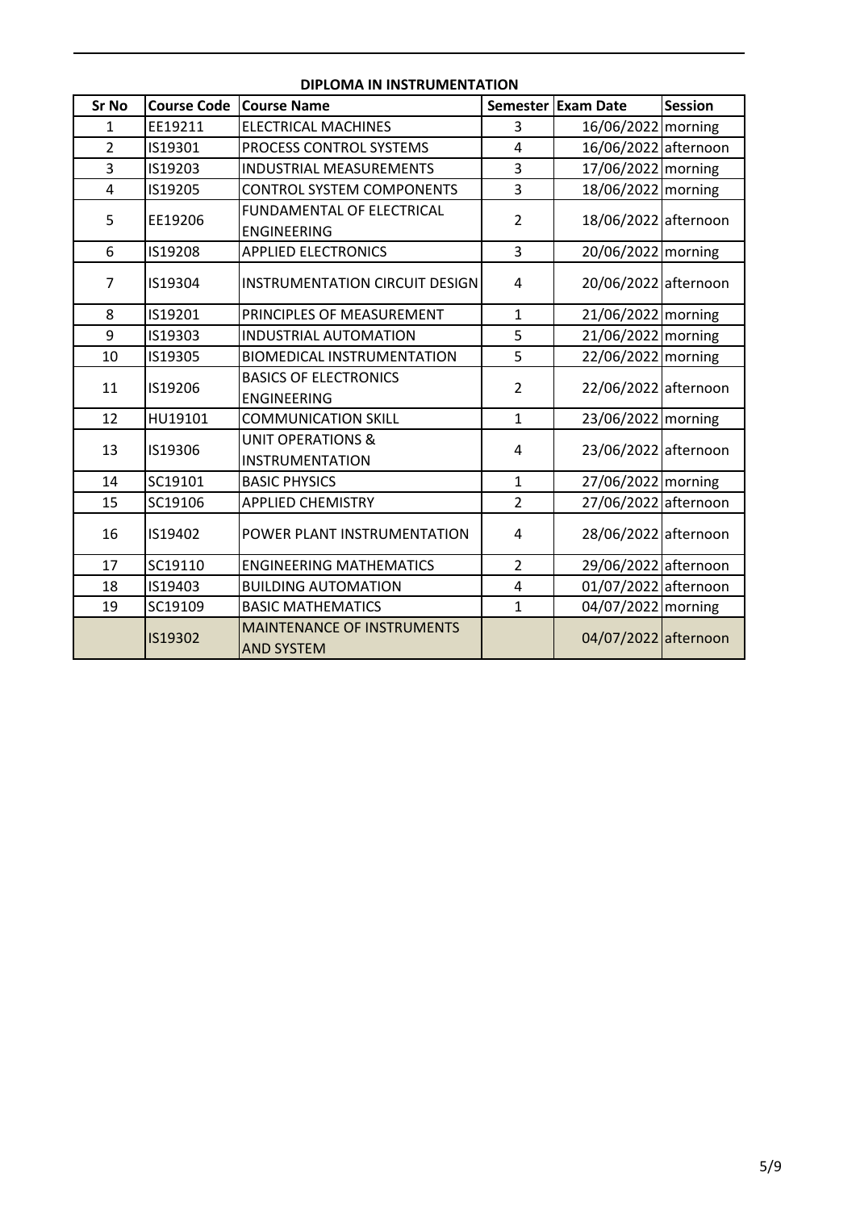**DIPLOMA IN INSTRUMENTATION**

| Sr No | Course Code | Course Name | Semester | Exam Date | Session |
|---|---|---|---|---|---|
| 1 | EE19211 | ELECTRICAL MACHINES | 3 | 16/06/2022 | morning |
| 2 | IS19301 | PROCESS CONTROL SYSTEMS | 4 | 16/06/2022 | afternoon |
| 3 | IS19203 | INDUSTRIAL MEASUREMENTS | 3 | 17/06/2022 | morning |
| 4 | IS19205 | CONTROL SYSTEM COMPONENTS | 3 | 18/06/2022 | morning |
| 5 | EE19206 | FUNDAMENTAL OF ELECTRICAL ENGINEERING | 2 | 18/06/2022 | afternoon |
| 6 | IS19208 | APPLIED ELECTRONICS | 3 | 20/06/2022 | morning |
| 7 | IS19304 | INSTRUMENTATION CIRCUIT DESIGN | 4 | 20/06/2022 | afternoon |
| 8 | IS19201 | PRINCIPLES OF MEASUREMENT | 1 | 21/06/2022 | morning |
| 9 | IS19303 | INDUSTRIAL AUTOMATION | 5 | 21/06/2022 | morning |
| 10 | IS19305 | BIOMEDICAL INSTRUMENTATION | 5 | 22/06/2022 | morning |
| 11 | IS19206 | BASICS OF ELECTRONICS ENGINEERING | 2 | 22/06/2022 | afternoon |
| 12 | HU19101 | COMMUNICATION SKILL | 1 | 23/06/2022 | morning |
| 13 | IS19306 | UNIT OPERATIONS & INSTRUMENTATION | 4 | 23/06/2022 | afternoon |
| 14 | SC19101 | BASIC PHYSICS | 1 | 27/06/2022 | morning |
| 15 | SC19106 | APPLIED CHEMISTRY | 2 | 27/06/2022 | afternoon |
| 16 | IS19402 | POWER PLANT INSTRUMENTATION | 4 | 28/06/2022 | afternoon |
| 17 | SC19110 | ENGINEERING MATHEMATICS | 2 | 29/06/2022 | afternoon |
| 18 | IS19403 | BUILDING AUTOMATION | 4 | 01/07/2022 | afternoon |
| 19 | SC19109 | BASIC MATHEMATICS | 1 | 04/07/2022 | morning |
| | IS19302 | MAINTENANCE OF INSTRUMENTS AND SYSTEM | | 04/07/2022 | afternoon |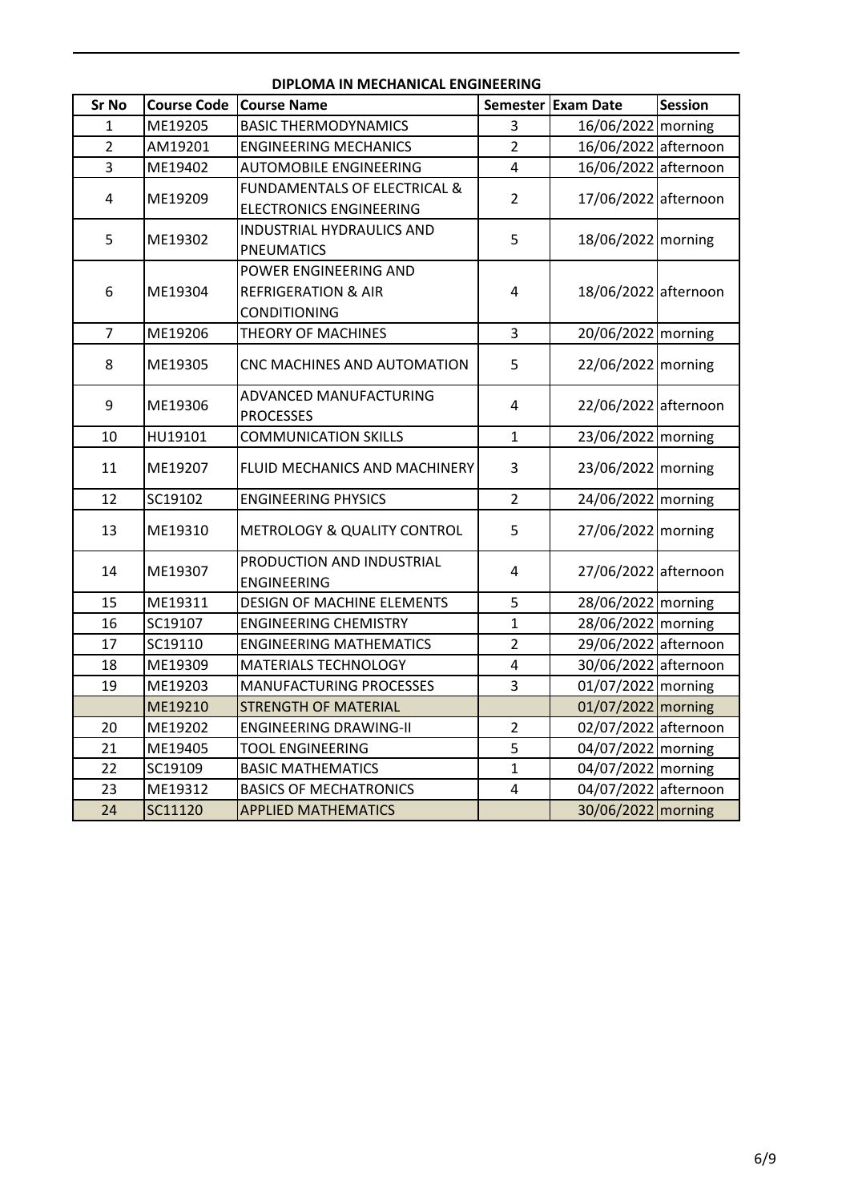## DIPLOMA IN MECHANICAL ENGINEERING

| Sr No | Course Code | Course Name | Semester | Exam Date | Session |
|---|---|---|---|---|---|
| 1 | ME19205 | BASIC THERMODYNAMICS | 3 | 16/06/2022 | morning |
| 2 | AM19201 | ENGINEERING MECHANICS | 2 | 16/06/2022 | afternoon |
| 3 | ME19402 | AUTOMOBILE ENGINEERING | 4 | 16/06/2022 | afternoon |
| 4 | ME19209 | FUNDAMENTALS OF ELECTRICAL & ELECTRONICS ENGINEERING | 2 | 17/06/2022 | afternoon |
| 5 | ME19302 | INDUSTRIAL HYDRAULICS AND PNEUMATICS | 5 | 18/06/2022 | morning |
| 6 | ME19304 | POWER ENGINEERING AND REFRIGERATION & AIR CONDITIONING | 4 | 18/06/2022 | afternoon |
| 7 | ME19206 | THEORY OF MACHINES | 3 | 20/06/2022 | morning |
| 8 | ME19305 | CNC MACHINES AND AUTOMATION | 5 | 22/06/2022 | morning |
| 9 | ME19306 | ADVANCED MANUFACTURING PROCESSES | 4 | 22/06/2022 | afternoon |
| 10 | HU19101 | COMMUNICATION SKILLS | 1 | 23/06/2022 | morning |
| 11 | ME19207 | FLUID MECHANICS AND MACHINERY | 3 | 23/06/2022 | morning |
| 12 | SC19102 | ENGINEERING PHYSICS | 2 | 24/06/2022 | morning |
| 13 | ME19310 | METROLOGY & QUALITY CONTROL | 5 | 27/06/2022 | morning |
| 14 | ME19307 | PRODUCTION AND INDUSTRIAL ENGINEERING | 4 | 27/06/2022 | afternoon |
| 15 | ME19311 | DESIGN OF MACHINE ELEMENTS | 5 | 28/06/2022 | morning |
| 16 | SC19107 | ENGINEERING CHEMISTRY | 1 | 28/06/2022 | morning |
| 17 | SC19110 | ENGINEERING MATHEMATICS | 2 | 29/06/2022 | afternoon |
| 18 | ME19309 | MATERIALS TECHNOLOGY | 4 | 30/06/2022 | afternoon |
| 19 | ME19203 | MANUFACTURING PROCESSES | 3 | 01/07/2022 | morning |
| | ME19210 | STRENGTH OF MATERIAL | | 01/07/2022 | morning |
| 20 | ME19202 | ENGINEERING DRAWING-II | 2 | 02/07/2022 | afternoon |
| 21 | ME19405 | TOOL ENGINEERING | 5 | 04/07/2022 | morning |
| 22 | SC19109 | BASIC MATHEMATICS | 1 | 04/07/2022 | morning |
| 23 | ME19312 | BASICS OF MECHATRONICS | 4 | 04/07/2022 | afternoon |
| 24 | SC11120 | APPLIED MATHEMATICS | | 30/06/2022 | morning |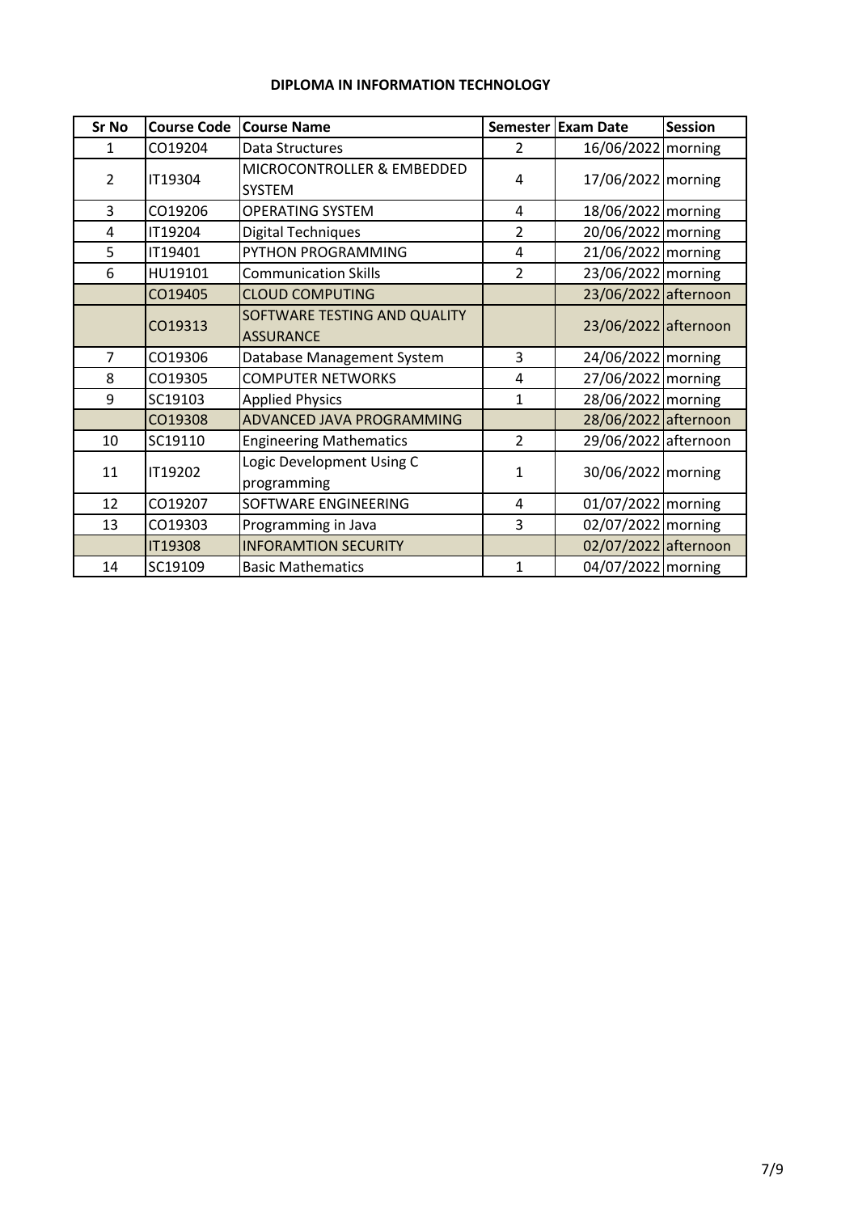**DIPLOMA IN INFORMATION TECHNOLOGY**

| Sr No | Course Code | Course Name | Semester | Exam Date | Session |
|---|---|---|---|---|---|
| 1 | CO19204 | Data Structures | 2 | 16/06/2022 | morning |
| 2 | IT19304 | MICROCONTROLLER & EMBEDDED SYSTEM | 4 | 17/06/2022 | morning |
| 3 | CO19206 | OPERATING SYSTEM | 4 | 18/06/2022 | morning |
| 4 | IT19204 | Digital Techniques | 2 | 20/06/2022 | morning |
| 5 | IT19401 | PYTHON PROGRAMMING | 4 | 21/06/2022 | morning |
| 6 | HU19101 | Communication Skills | 2 | 23/06/2022 | morning |
| | CO19405 | CLOUD COMPUTING | | 23/06/2022 | afternoon |
| | CO19313 | SOFTWARE TESTING AND QUALITY ASSURANCE | | 23/06/2022 | afternoon |
| 7 | CO19306 | Database Management System | 3 | 24/06/2022 | morning |
| 8 | CO19305 | COMPUTER NETWORKS | 4 | 27/06/2022 | morning |
| 9 | SC19103 | Applied Physics | 1 | 28/06/2022 | morning |
| | CO19308 | ADVANCED JAVA PROGRAMMING | | 28/06/2022 | afternoon |
| 10 | SC19110 | Engineering Mathematics | 2 | 29/06/2022 | afternoon |
| 11 | IT19202 | Logic Development Using C programming | 1 | 30/06/2022 | morning |
| 12 | CO19207 | SOFTWARE ENGINEERING | 4 | 01/07/2022 | morning |
| 13 | CO19303 | Programming in Java | 3 | 02/07/2022 | morning |
| | IT19308 | INFORAMTION SECURITY | | 02/07/2022 | afternoon |
| 14 | SC19109 | Basic Mathematics | 1 | 04/07/2022 | morning |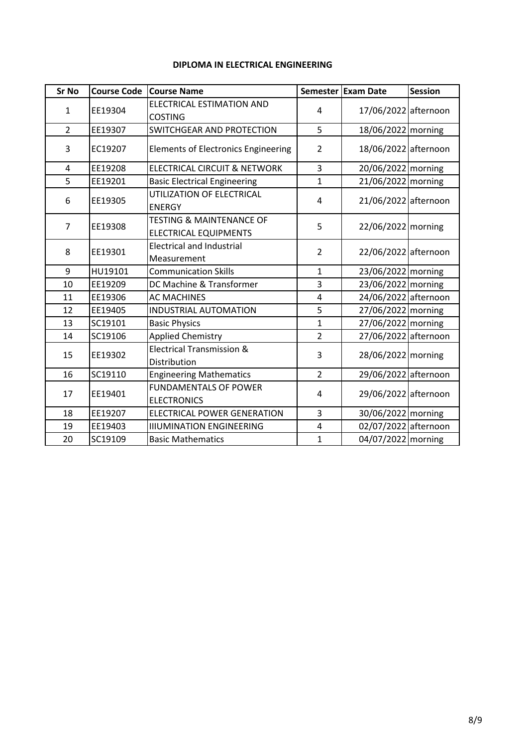**DIPLOMA IN ELECTRICAL ENGINEERING**

| Sr No | Course Code | Course Name | Semester | Exam Date | Session |
|---|---|---|---|---|---|
| 1 | EE19304 | ELECTRICAL ESTIMATION AND COSTING | 4 | 17/06/2022 | afternoon |
| 2 | EE19307 | SWITCHGEAR AND PROTECTION | 5 | 18/06/2022 | morning |
| 3 | EC19207 | Elements of Electronics Engineering | 2 | 18/06/2022 | afternoon |
| 4 | EE19208 | ELECTRICAL CIRCUIT & NETWORK | 3 | 20/06/2022 | morning |
| 5 | EE19201 | Basic Electrical Engineering | 1 | 21/06/2022 | morning |
| 6 | EE19305 | UTILIZATION OF ELECTRICAL ENERGY | 4 | 21/06/2022 | afternoon |
| 7 | EE19308 | TESTING & MAINTENANCE OF ELECTRICAL EQUIPMENTS | 5 | 22/06/2022 | morning |
| 8 | EE19301 | Electrical and Industrial Measurement | 2 | 22/06/2022 | afternoon |
| 9 | HU19101 | Communication Skills | 1 | 23/06/2022 | morning |
| 10 | EE19209 | DC Machine & Transformer | 3 | 23/06/2022 | morning |
| 11 | EE19306 | AC MACHINES | 4 | 24/06/2022 | afternoon |
| 12 | EE19405 | INDUSTRIAL AUTOMATION | 5 | 27/06/2022 | morning |
| 13 | SC19101 | Basic Physics | 1 | 27/06/2022 | morning |
| 14 | SC19106 | Applied Chemistry | 2 | 27/06/2022 | afternoon |
| 15 | EE19302 | Electrical Transmission & Distribution | 3 | 28/06/2022 | morning |
| 16 | SC19110 | Engineering Mathematics | 2 | 29/06/2022 | afternoon |
| 17 | EE19401 | FUNDAMENTALS OF POWER ELECTRONICS | 4 | 29/06/2022 | afternoon |
| 18 | EE19207 | ELECTRICAL POWER GENERATION | 3 | 30/06/2022 | morning |
| 19 | EE19403 | IIIUMINATION ENGINEERING | 4 | 02/07/2022 | afternoon |
| 20 | SC19109 | Basic Mathematics | 1 | 04/07/2022 | morning |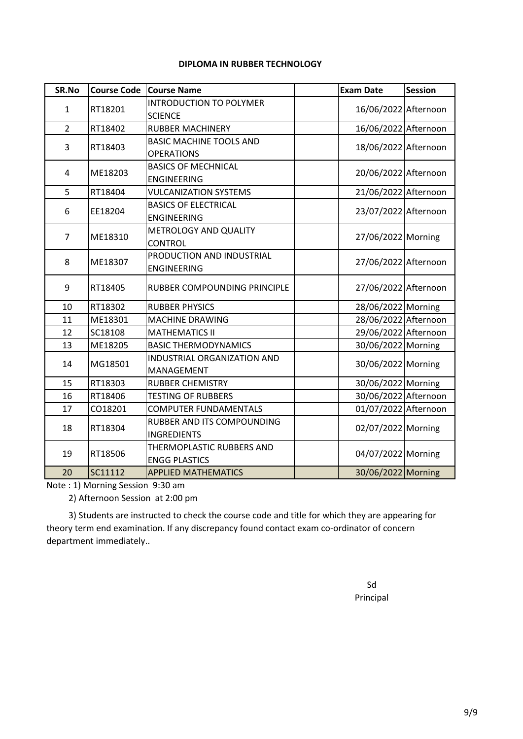**DIPLOMA IN RUBBER TECHNOLOGY**

| SR.No | Course Code | Course Name | | Exam Date | Session |
|---|---|---|---|---|---|
| 1 | RT18201 | INTRODUCTION TO POLYMER SCIENCE | | 16/06/2022 | Afternoon |
| 2 | RT18402 | RUBBER MACHINERY | | 16/06/2022 | Afternoon |
| 3 | RT18403 | BASIC MACHINE TOOLS AND OPERATIONS | | 18/06/2022 | Afternoon |
| 4 | ME18203 | BASICS OF MECHNICAL ENGINEERING | | 20/06/2022 | Afternoon |
| 5 | RT18404 | VULCANIZATION SYSTEMS | | 21/06/2022 | Afternoon |
| 6 | EE18204 | BASICS OF ELECTRICAL ENGINEERING | | 23/07/2022 | Afternoon |
| 7 | ME18310 | METROLOGY AND QUALITY CONTROL | | 27/06/2022 | Morning |
| 8 | ME18307 | PRODUCTION AND INDUSTRIAL ENGINEERING | | 27/06/2022 | Afternoon |
| 9 | RT18405 | RUBBER COMPOUNDING PRINCIPLE | | 27/06/2022 | Afternoon |
| 10 | RT18302 | RUBBER PHYSICS | | 28/06/2022 | Morning |
| 11 | ME18301 | MACHINE DRAWING | | 28/06/2022 | Afternoon |
| 12 | SC18108 | MATHEMATICS II | | 29/06/2022 | Afternoon |
| 13 | ME18205 | BASIC THERMODYNAMICS | | 30/06/2022 | Morning |
| 14 | MG18501 | INDUSTRIAL ORGANIZATION AND MANAGEMENT | | 30/06/2022 | Morning |
| 15 | RT18303 | RUBBER CHEMISTRY | | 30/06/2022 | Morning |
| 16 | RT18406 | TESTING OF RUBBERS | | 30/06/2022 | Afternoon |
| 17 | CO18201 | COMPUTER FUNDAMENTALS | | 01/07/2022 | Afternoon |
| 18 | RT18304 | RUBBER AND ITS COMPOUNDING INGREDIENTS | | 02/07/2022 | Morning |
| 19 | RT18506 | THERMOPLASTIC RUBBERS AND ENGG PLASTICS | | 04/07/2022 | Morning |
| 20 | SC11112 | APPLIED MATHEMATICS | | 30/06/2022 | Morning |

Note : 1) Morning Session 9:30 am

2) Afternoon Session at 2:00 pm

3) Students are instructed to check the course code and title for which they are appearing for theory term end examination. If any discrepancy found contact exam co-ordinator of concern department immediately..

Sd

Principal